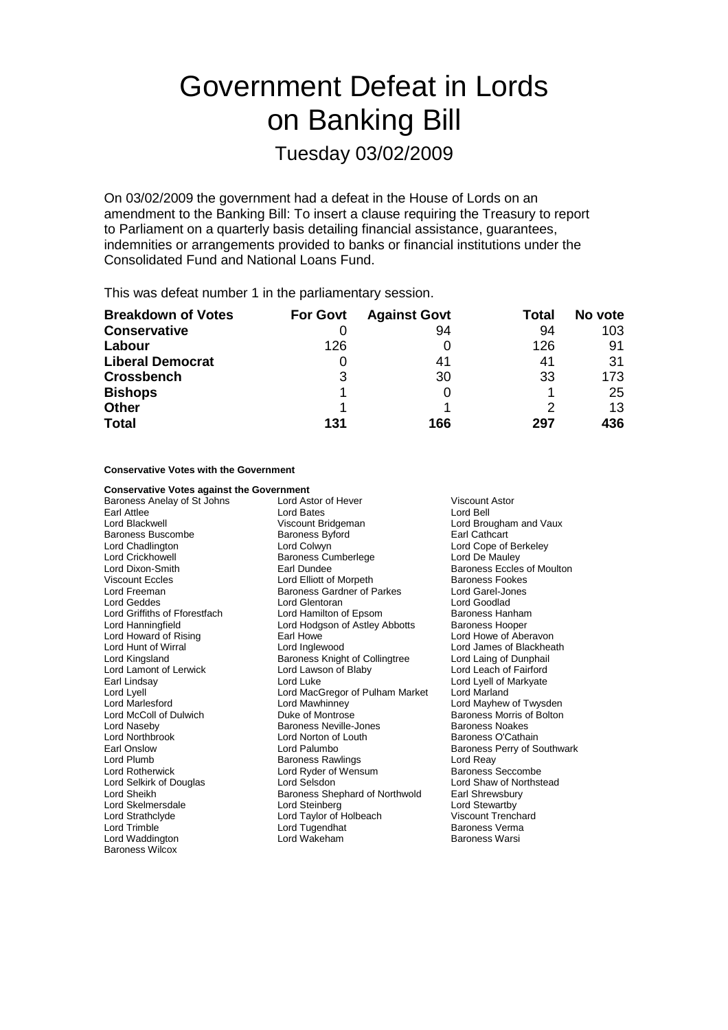# Government Defeat in Lords on Banking Bill

## Tuesday 03/02/2009

On 03/02/2009 the government had a defeat in the House of Lords on an amendment to the Banking Bill: To insert a clause requiring the Treasury to report to Parliament on a quarterly basis detailing financial assistance, guarantees, indemnities or arrangements provided to banks or financial institutions under the Consolidated Fund and National Loans Fund.

This was defeat number 1 in the parliamentary session.

| Breakdown of Votes | For Govt | Against Govt | Total | No vote |
|---|---|---|---|---|
| **Conservative** | 0 | 94 | 94 | 103 |
| **Labour** | 126 | 0 | 126 | 91 |
| **Liberal Democrat** | 0 | 41 | 41 | 31 |
| **Crossbench** | 3 | 30 | 33 | 173 |
| **Bishops** | 1 | 0 | 1 | 25 |
| **Other** | 1 | 1 | 2 | 13 |
| **Total** | 131 | 166 | 297 | 436 |

**Conservative Votes with the Government**

**Conservative Votes against the Government**

Baroness Anelay of St Johns, Lord Astor of Hever, Viscount Astor, Earl Attlee, Lord Bates, Lord Bell, Lord Blackwell, Viscount Bridgeman, Lord Brougham and Vaux, Baroness Buscombe, Baroness Byford, Earl Cathcart, Lord Chadlington, Lord Colwyn, Lord Cope of Berkeley, Lord Crickhowell, Baroness Cumberlege, Lord De Mauley, Lord Dixon-Smith, Earl Dundee, Baroness Eccles of Moulton, Viscount Eccles, Lord Elliott of Morpeth, Baroness Fookes, Lord Freeman, Baroness Gardner of Parkes, Lord Garel-Jones, Lord Geddes, Lord Glentoran, Lord Goodlad, Lord Griffiths of Fforestfach, Lord Hamilton of Epsom, Baroness Hanham, Lord Hanningfield, Lord Hodgson of Astley Abbotts, Baroness Hooper, Lord Howard of Rising, Earl Howe, Lord Howe of Aberavon, Lord Hunt of Wirral, Lord Inglewood, Lord James of Blackheath, Lord Kingsland, Baroness Knight of Collingtree, Lord Laing of Dunphail, Lord Lamont of Lerwick, Lord Lawson of Blaby, Lord Leach of Fairford, Earl Lindsay, Lord Luke, Lord Lyell of Markyate, Lord Lyell, Lord MacGregor of Pulham Market, Lord Marland, Lord Marlesford, Lord Mawhinney, Lord Mayhew of Twysden, Lord McColl of Dulwich, Duke of Montrose, Baroness Morris of Bolton, Lord Naseby, Baroness Neville-Jones, Baroness Noakes, Lord Northbrook, Lord Norton of Louth, Baroness O'Cathain, Earl Onslow, Lord Palumbo, Baroness Perry of Southwark, Lord Plumb, Baroness Rawlings, Lord Reay, Lord Rotherwick, Lord Ryder of Wensum, Baroness Seccombe, Lord Selkirk of Douglas, Lord Selsdon, Lord Shaw of Northstead, Lord Sheikh, Baroness Shephard of Northwold, Earl Shrewsbury, Lord Skelmersdale, Lord Steinberg, Lord Stewartby, Lord Strathclyde, Lord Taylor of Holbeach, Viscount Trenchard, Lord Trimble, Lord Tugendhat, Baroness Verma, Lord Waddington, Lord Wakeham, Baroness Warsi, Baroness Wilcox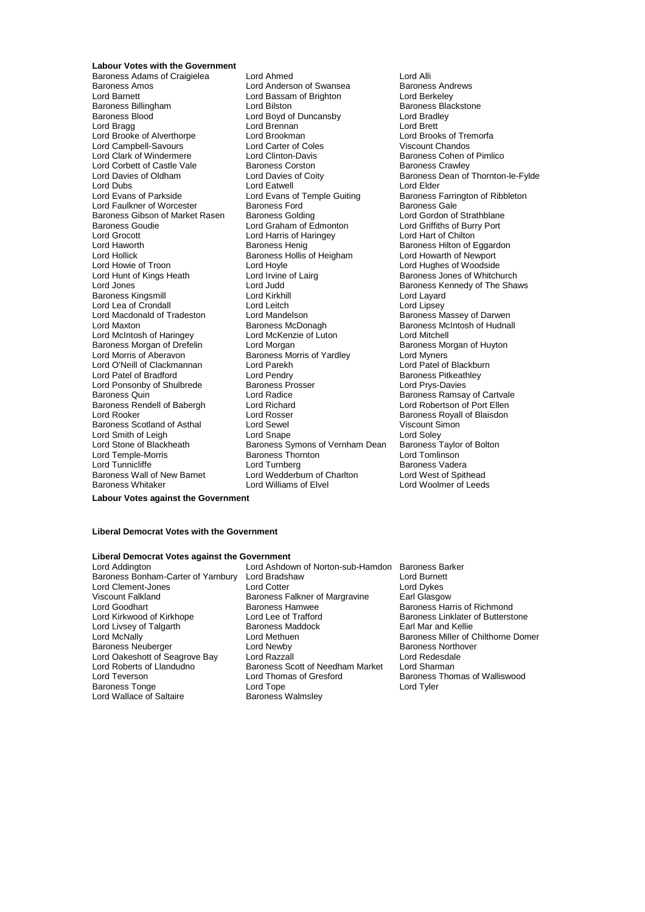**Labour Votes with the Government**

Baroness Adams of Craigielea, Lord Ahmed, Lord Alli, Baroness Amos, Lord Anderson of Swansea, Baroness Andrews, Lord Barnett, Lord Bassam of Brighton, Lord Berkeley, Baroness Billingham, Lord Bilston, Baroness Blackstone, Baroness Blood, Lord Boyd of Duncansby, Lord Bradley, Lord Bragg, Lord Brennan, Lord Brett, Lord Brooke of Alverthorpe, Lord Brookman, Lord Brooks of Tremorfa, Lord Campbell-Savours, Lord Carter of Coles, Viscount Chandos, Lord Clark of Windermere, Lord Clinton-Davis, Baroness Cohen of Pimlico, Lord Corbett of Castle Vale, Baroness Corston, Baroness Crawley, Lord Davies of Oldham, Lord Davies of Coity, Baroness Dean of Thornton-le-Fylde, Lord Dubs, Lord Eatwell, Lord Elder, Lord Evans of Parkside, Lord Evans of Temple Guiting, Baroness Farrington of Ribbleton, Lord Faulkner of Worcester, Baroness Ford, Baroness Gale, Baroness Gibson of Market Rasen, Baroness Golding, Lord Gordon of Strathblane, Baroness Goudie, Lord Graham of Edmonton, Lord Griffiths of Burry Port, Lord Grocott, Lord Harris of Haringey, Lord Hart of Chilton, Lord Haworth, Baroness Henig, Baroness Hilton of Eggardon, Lord Hollick, Baroness Hollis of Heigham, Lord Howarth of Newport, Lord Howie of Troon, Lord Hoyle, Lord Hughes of Woodside, Lord Hunt of Kings Heath, Lord Irvine of Lairg, Baroness Jones of Whitchurch, Lord Jones, Lord Judd, Baroness Kennedy of The Shaws, Baroness Kingsmill, Lord Kirkhill, Lord Layard, Lord Lea of Crondall, Lord Leitch, Lord Lipsey, Lord Macdonald of Tradeston, Lord Mandelson, Baroness Massey of Darwen, Lord Maxton, Baroness McDonagh, Baroness McIntosh of Hudnall, Lord McIntosh of Haringey, Lord McKenzie of Luton, Lord Mitchell, Baroness Morgan of Drefelin, Lord Morgan, Baroness Morgan of Huyton, Lord Morris of Aberavon, Baroness Morris of Yardley, Lord Myners, Lord O'Neill of Clackmannan, Lord Parekh, Lord Patel of Blackburn, Lord Patel of Bradford, Lord Pendry, Baroness Pitkeathley, Lord Ponsonby of Shulbrede, Baroness Prosser, Lord Prys-Davies, Baroness Quin, Lord Radice, Baroness Ramsay of Cartvale, Baroness Rendell of Babergh, Lord Richard, Lord Robertson of Port Ellen, Lord Rooker, Lord Rosser, Baroness Royall of Blaisdon, Baroness Scotland of Asthal, Lord Sewel, Viscount Simon, Lord Smith of Leigh, Lord Snape, Lord Soley, Lord Stone of Blackheath, Baroness Symons of Vernham Dean, Baroness Taylor of Bolton, Lord Temple-Morris, Baroness Thornton, Lord Tomlinson, Lord Tunnicliffe, Lord Turnberg, Baroness Vadera, Baroness Wall of New Barnet, Lord Wedderburn of Charlton, Lord West of Spithead, Baroness Whitaker, Lord Williams of Elvel, Lord Woolmer of Leeds

**Labour Votes against the Government**

**Liberal Democrat Votes with the Government**

**Liberal Democrat Votes against the Government**

Lord Addington, Lord Ashdown of Norton-sub-Hamdon, Baroness Barker, Baroness Bonham-Carter of Yarnbury, Lord Bradshaw, Lord Burnett, Lord Clement-Jones, Lord Cotter, Lord Dykes, Viscount Falkland, Baroness Falkner of Margravine, Earl Glasgow, Lord Goodhart, Baroness Hamwee, Baroness Harris of Richmond, Lord Kirkwood of Kirkhope, Lord Lee of Trafford, Baroness Linklater of Butterstone, Lord Livsey of Talgarth, Baroness Maddock, Earl Mar and Kellie, Lord McNally, Lord Methuen, Baroness Miller of Chilthorne Domer, Baroness Neuberger, Lord Newby, Baroness Northover, Lord Oakeshott of Seagrove Bay, Lord Razzall, Lord Redesdale, Lord Roberts of Llandudno, Baroness Scott of Needham Market, Lord Sharman, Lord Teverson, Lord Thomas of Gresford, Baroness Thomas of Walliswood, Baroness Tonge, Lord Tope, Lord Tyler, Lord Wallace of Saltaire, Baroness Walmsley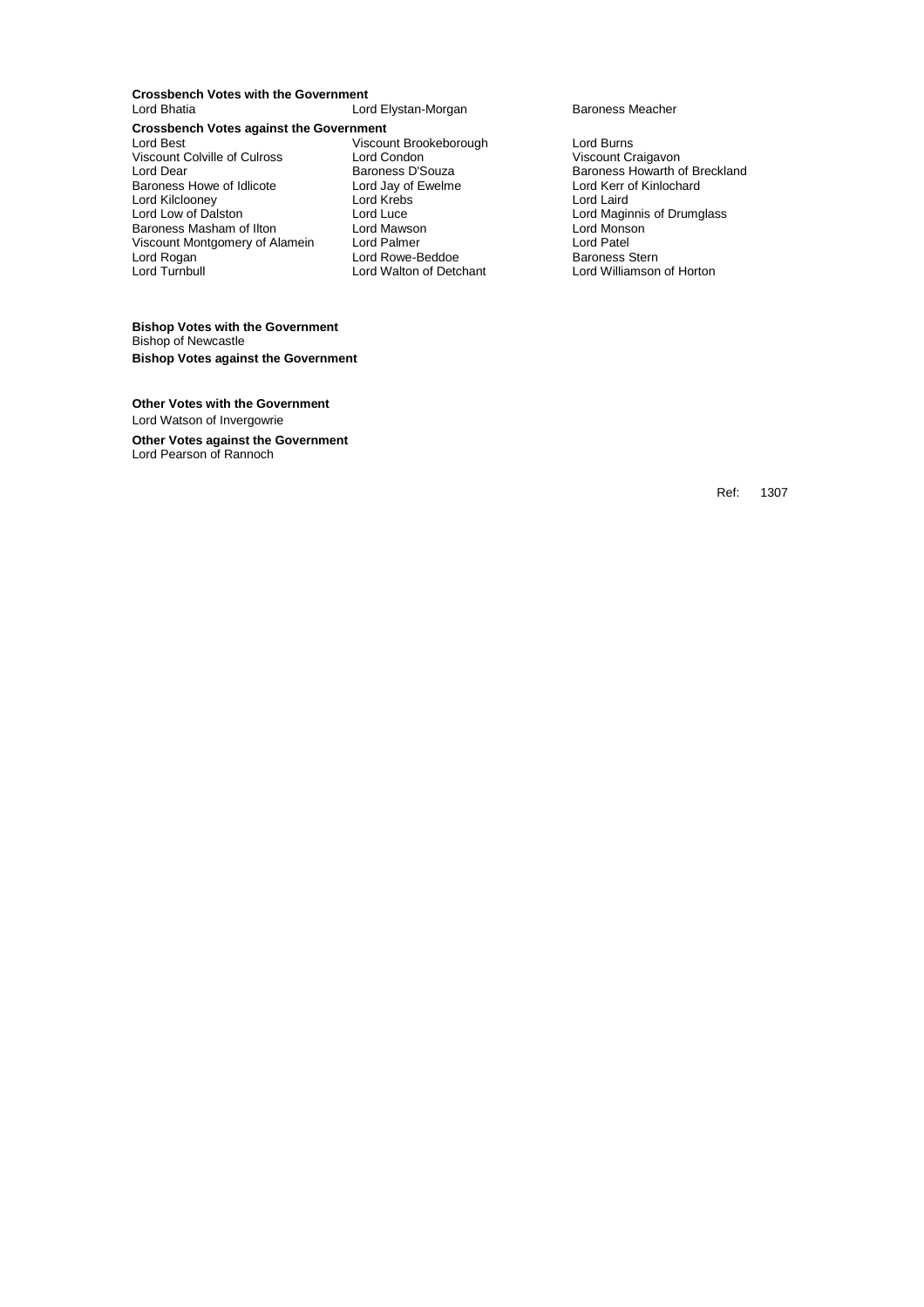**Crossbench Votes with the Government**

Lord Bhatia
Lord Elystan-Morgan
Baroness Meacher

**Crossbench Votes against the Government**

Lord Best
Viscount Brookeborough
Lord Burns
Viscount Colville of Culross
Lord Condon
Viscount Craigavon
Lord Dear
Baroness D'Souza
Baroness Howarth of Breckland
Baroness Howe of Idlicote
Lord Jay of Ewelme
Lord Kerr of Kinlochard
Lord Kilclooney
Lord Krebs
Lord Laird
Lord Low of Dalston
Lord Luce
Lord Maginnis of Drumglass
Baroness Masham of Ilton
Lord Mawson
Lord Monson
Viscount Montgomery of Alamein
Lord Palmer
Lord Patel
Lord Rogan
Lord Rowe-Beddoe
Baroness Stern
Lord Turnbull
Lord Walton of Detchant
Lord Williamson of Horton

**Bishop Votes with the Government**

Bishop of Newcastle

**Bishop Votes against the Government**

**Other Votes with the Government**

Lord Watson of Invergowrie

**Other Votes against the Government**

Lord Pearson of Rannoch

Ref: 1307